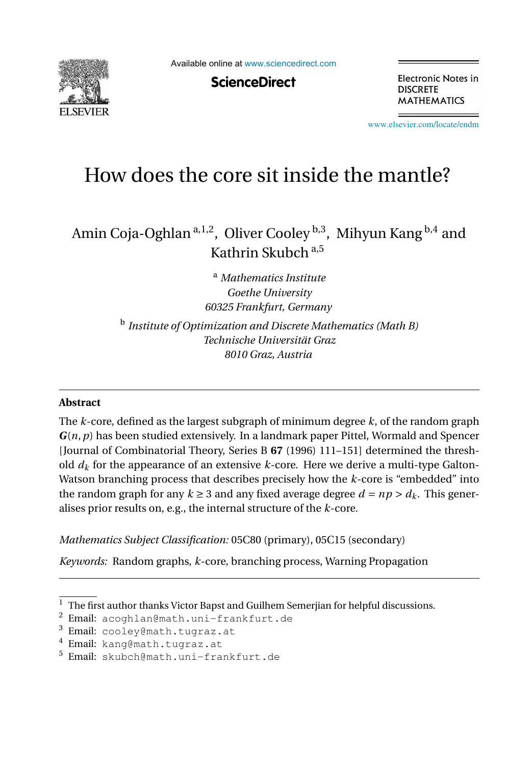# How does the core sit inside the mantle?

Amin Coja-Oghlan [a,1,2], Oliver Cooley [b,3], Mihyun Kang [b,4] and Kathrin Skubch [a,5]

[a] *Mathematics Institute*
*Goethe University*
*60325 Frankfurt, Germany*

[b] *Institute of Optimization and Discrete Mathematics (Math B)*
*Technische Universität Graz*
*8010 Graz, Austria*

---

## Abstract

The $k$-core, defined as the largest subgraph of minimum degree $k$, of the random graph $\boldsymbol{G}(n,p)$ has been studied extensively. In a landmark paper Pittel, Wormald and Spencer [Journal of Combinatorial Theory, Series B **67** (1996) 111–151] determined the threshold $d_k$ for the appearance of an extensive $k$-core. Here we derive a multi-type Galton-Watson branching process that describes precisely how the $k$-core is "embedded" into the random graph for any $k \geq 3$ and any fixed average degree $d = np > d_k$. This generalises prior results on, e.g., the internal structure of the $k$-core.

*Mathematics Subject Classification:* 05C80 (primary), 05C15 (secondary)

*Keywords:* Random graphs, $k$-core, branching process, Warning Propagation

---

[1] The first author thanks Victor Bapst and Guilhem Semerjian for helpful discussions.
[2] Email: acoghlan@math.uni-frankfurt.de
[3] Email: cooley@math.tugraz.at
[4] Email: kang@math.tugraz.at
[5] Email: skubch@math.uni-frankfurt.de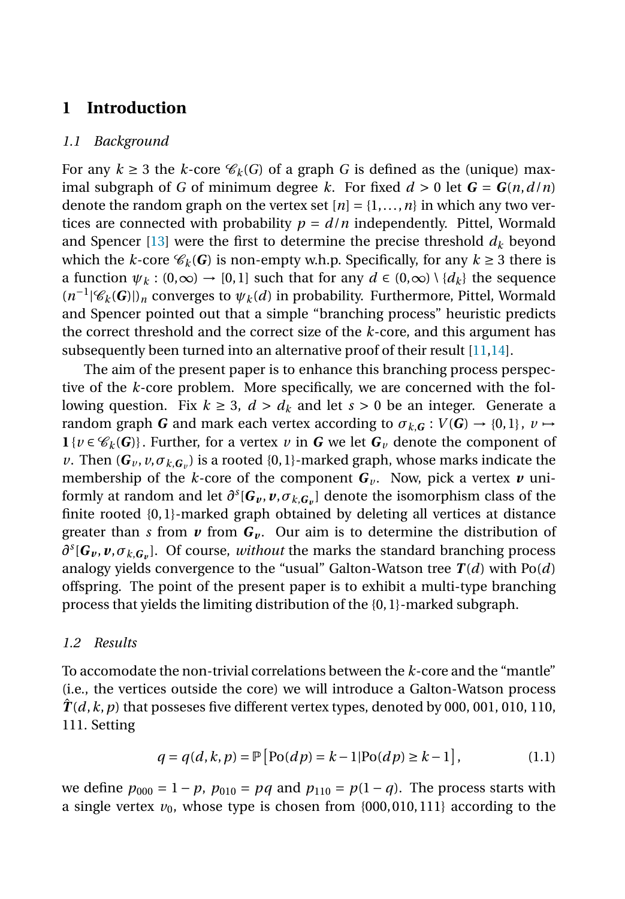# 1 Introduction

## 1.1 Background

For any $k \geq 3$ the $k$-core $\mathscr{C}_k(G)$ of a graph $G$ is defined as the (unique) maximal subgraph of $G$ of minimum degree $k$. For fixed $d > 0$ let $\boldsymbol{G} = \boldsymbol{G}(n, d/n)$ denote the random graph on the vertex set $[n] = \{1, \ldots, n\}$ in which any two vertices are connected with probability $p = d/n$ independently. Pittel, Wormald and Spencer [13] were the first to determine the precise threshold $d_k$ beyond which the $k$-core $\mathscr{C}_k(\boldsymbol{G})$ is non-empty w.h.p. Specifically, for any $k \geq 3$ there is a function $\psi_k : (0, \infty) \to [0,1]$ such that for any $d \in (0, \infty) \setminus \{d_k\}$ the sequence $(n^{-1}|\mathscr{C}_k(\boldsymbol{G})|)_n$ converges to $\psi_k(d)$ in probability. Furthermore, Pittel, Wormald and Spencer pointed out that a simple "branching process" heuristic predicts the correct threshold and the correct size of the $k$-core, and this argument has subsequently been turned into an alternative proof of their result [11,14].

The aim of the present paper is to enhance this branching process perspective of the $k$-core problem. More specifically, we are concerned with the following question. Fix $k \geq 3$, $d > d_k$ and let $s > 0$ be an integer. Generate a random graph $\boldsymbol{G}$ and mark each vertex according to $\sigma_{k,\boldsymbol{G}} : V(\boldsymbol{G}) \to \{0,1\}$, $v \mapsto \mathbf{1}\{v \in \mathscr{C}_k(\boldsymbol{G})\}$. Further, for a vertex $v$ in $\boldsymbol{G}$ we let $\boldsymbol{G}_v$ denote the component of $v$. Then $(\boldsymbol{G}_v, v, \sigma_{k,\boldsymbol{G}_v})$ is a rooted $\{0,1\}$-marked graph, whose marks indicate the membership of the $k$-core of the component $\boldsymbol{G}_v$. Now, pick a vertex $\boldsymbol{v}$ uniformly at random and let $\partial^s[\boldsymbol{G}_{\boldsymbol{v}}, \boldsymbol{v}, \sigma_{k,\boldsymbol{G}_{\boldsymbol{v}}}]$ denote the isomorphism class of the finite rooted $\{0,1\}$-marked graph obtained by deleting all vertices at distance greater than $s$ from $\boldsymbol{v}$ from $\boldsymbol{G}_{\boldsymbol{v}}$. Our aim is to determine the distribution of $\partial^s[\boldsymbol{G}_{\boldsymbol{v}}, \boldsymbol{v}, \sigma_{k,\boldsymbol{G}_{\boldsymbol{v}}}]$. Of course, *without* the marks the standard branching process analogy yields convergence to the "usual" Galton-Watson tree $\boldsymbol{T}(d)$ with $\mathrm{Po}(d)$ offspring. The point of the present paper is to exhibit a multi-type branching process that yields the limiting distribution of the $\{0,1\}$-marked subgraph.

## 1.2 Results

To accomodate the non-trivial correlations between the $k$-core and the "mantle" (i.e., the vertices outside the core) we will introduce a Galton-Watson process $\hat{\boldsymbol{T}}(d,k,p)$ that posseses five different vertex types, denoted by 000, 001, 010, 110, 111. Setting

$$q = q(d,k,p) = \mathbb{P}\left[\mathrm{Po}(dp) = k-1 | \mathrm{Po}(dp) \geq k-1\right], \tag{1.1}$$

we define $p_{000} = 1-p$, $p_{010} = pq$ and $p_{110} = p(1-q)$. The process starts with a single vertex $v_0$, whose type is chosen from $\{000, 010, 111\}$ according to the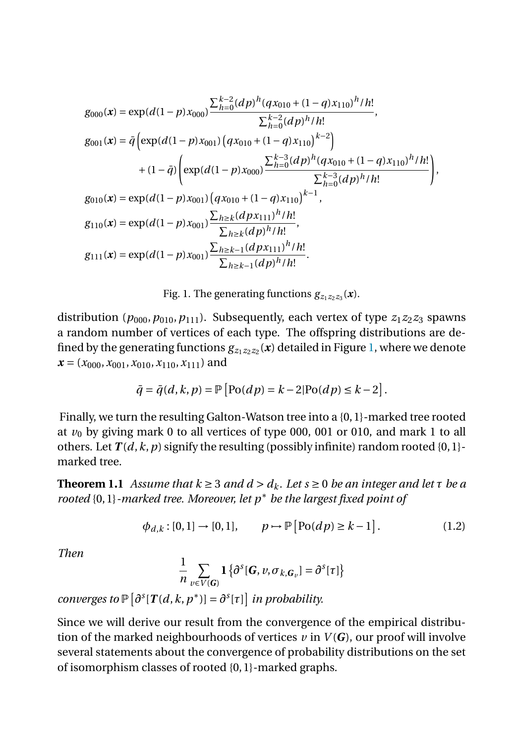$$
\begin{aligned}
g_{000}(\boldsymbol{x}) &= \exp(d(1-p)x_{000}) \frac{\sum_{h=0}^{k-2}(dp)^h (q x_{010} + (1-q)x_{110})^h / h!}{\sum_{h=0}^{k-2}(dp)^h / h!}, \\
g_{001}(\boldsymbol{x}) &= \bar{q}\left(\exp(d(1-p)x_{001})\left(q x_{010} + (1-q)x_{110}\right)^{k-2}\right) \\
&\quad + (1-\bar{q})\left(\exp(d(1-p)x_{000}) \frac{\sum_{h=0}^{k-3}(dp)^h (q x_{010} + (1-q)x_{110})^h / h!}{\sum_{h=0}^{k-3}(dp)^h / h!}\right), \\
g_{010}(\boldsymbol{x}) &= \exp(d(1-p)x_{001})\left(q x_{010} + (1-q)x_{110}\right)^{k-1}, \\
g_{110}(\boldsymbol{x}) &= \exp(d(1-p)x_{001}) \frac{\sum_{h \geq k}(dp x_{111})^h / h!}{\sum_{h \geq k}(dp)^h / h!}, \\
g_{111}(\boldsymbol{x}) &= \exp(d(1-p)x_{001}) \frac{\sum_{h \geq k-1}(dp x_{111})^h / h!}{\sum_{h \geq k-1}(dp)^h / h!}.
\end{aligned}
$$

Fig. 1. The generating functions $g_{z_1 z_2 z_3}(\boldsymbol{x})$.

distribution $(p_{000}, p_{010}, p_{111})$. Subsequently, each vertex of type $z_1 z_2 z_3$ spawns a random number of vertices of each type. The offspring distributions are defined by the generating functions $g_{z_1 z_2 z_2}(\boldsymbol{x})$ detailed in Figure 1, where we denote $\boldsymbol{x} = (x_{000}, x_{001}, x_{010}, x_{110}, x_{111})$ and

$$
\bar{q} = \bar{q}(d,k,p) = \mathbb{P}\left[\mathrm{Po}(dp) = k-2 | \mathrm{Po}(dp) \leq k-2\right].
$$

Finally, we turn the resulting Galton-Watson tree into a $\{0,1\}$-marked tree rooted at $v_0$ by giving mark 0 to all vertices of type 000, 001 or 010, and mark 1 to all others. Let $\boldsymbol{T}(d,k,p)$ signify the resulting (possibly infinite) random rooted $\{0,1\}$-marked tree.

**Theorem 1.1** *Assume that $k \geq 3$ and $d > d_k$. Let $s \geq 0$ be an integer and let $\tau$ be a rooted $\{0,1\}$-marked tree. Moreover, let $p^*$ be the largest fixed point of*

$$
\phi_{d,k} : [0,1] \to [0,1], \qquad p \mapsto \mathbb{P}\left[\mathrm{Po}(dp) \geq k-1\right]. \tag{1.2}
$$

*Then*

$$
\frac{1}{n} \sum_{v \in V(\boldsymbol{G})} \mathbf{1}\left\{\partial^s[\boldsymbol{G}, v, \sigma_{k,\boldsymbol{G}_v}] = \partial^s[\tau]\right\}
$$

*converges to $\mathbb{P}\left[\partial^s[\boldsymbol{T}(d,k,p^*)] = \partial^s[\tau]\right]$ in probability.*

Since we will derive our result from the convergence of the empirical distribution of the marked neighbourhoods of vertices $v$ in $V(\boldsymbol{G})$, our proof will involve several statements about the convergence of probability distributions on the set of isomorphism classes of rooted $\{0,1\}$-marked graphs.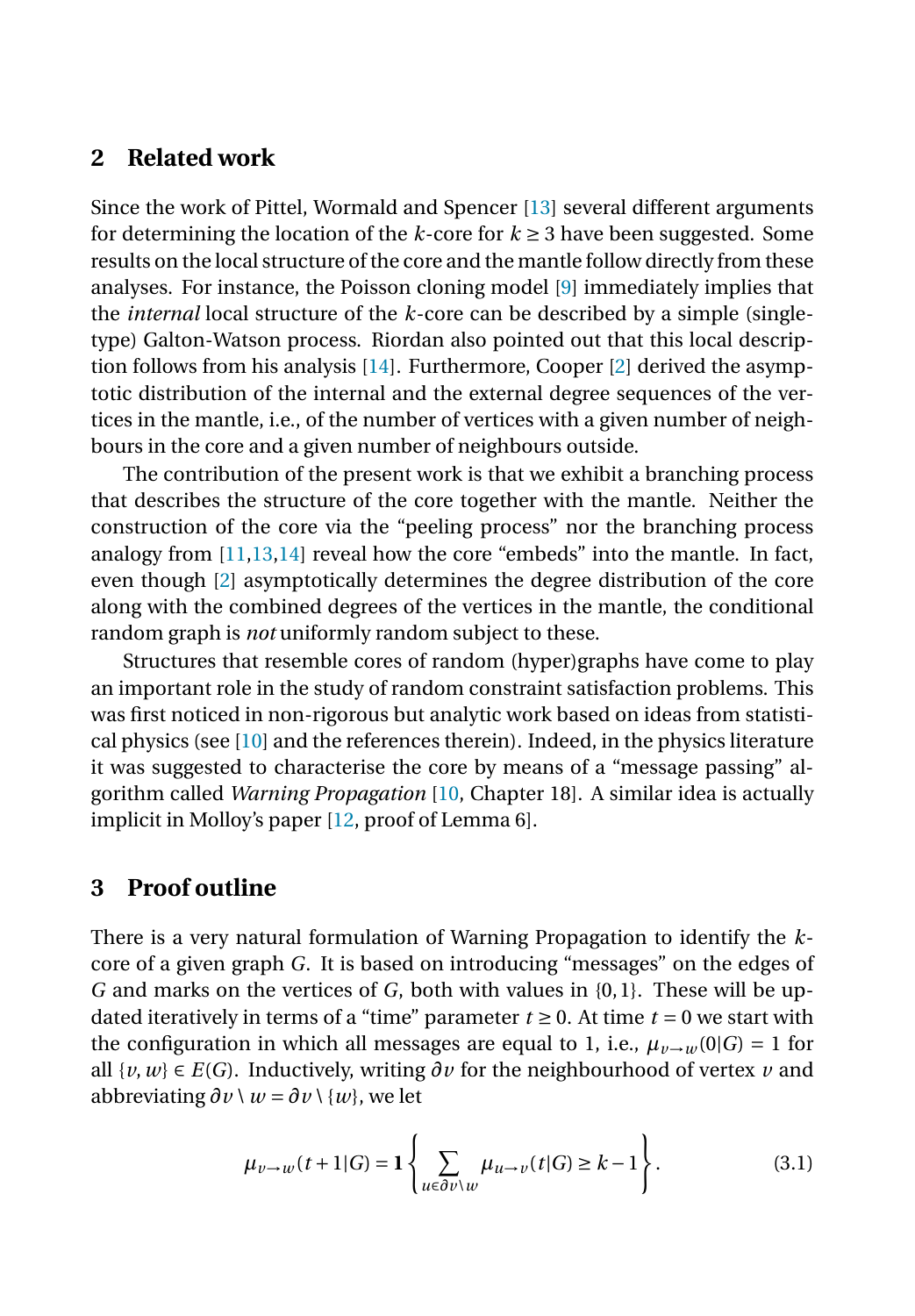## 2 Related work

Since the work of Pittel, Wormald and Spencer [13] several different arguments for determining the location of the $k$-core for $k \geq 3$ have been suggested. Some results on the local structure of the core and the mantle follow directly from these analyses. For instance, the Poisson cloning model [9] immediately implies that the *internal* local structure of the $k$-core can be described by a simple (single-type) Galton-Watson process. Riordan also pointed out that this local description follows from his analysis [14]. Furthermore, Cooper [2] derived the asymptotic distribution of the internal and the external degree sequences of the vertices in the mantle, i.e., of the number of vertices with a given number of neighbours in the core and a given number of neighbours outside.

The contribution of the present work is that we exhibit a branching process that describes the structure of the core together with the mantle. Neither the construction of the core via the "peeling process" nor the branching process analogy from [11,13,14] reveal how the core "embeds" into the mantle. In fact, even though [2] asymptotically determines the degree distribution of the core along with the combined degrees of the vertices in the mantle, the conditional random graph is *not* uniformly random subject to these.

Structures that resemble cores of random (hyper)graphs have come to play an important role in the study of random constraint satisfaction problems. This was first noticed in non-rigorous but analytic work based on ideas from statistical physics (see [10] and the references therein). Indeed, in the physics literature it was suggested to characterise the core by means of a "message passing" algorithm called *Warning Propagation* [10, Chapter 18]. A similar idea is actually implicit in Molloy's paper [12, proof of Lemma 6].

## 3 Proof outline

There is a very natural formulation of Warning Propagation to identify the $k$-core of a given graph $G$. It is based on introducing "messages" on the edges of $G$ and marks on the vertices of $G$, both with values in $\{0,1\}$. These will be updated iteratively in terms of a "time" parameter $t \geq 0$. At time $t = 0$ we start with the configuration in which all messages are equal to 1, i.e., $\mu_{v\to w}(0|G) = 1$ for all $\{v,w\} \in E(G)$. Inductively, writing $\partial v$ for the neighbourhood of vertex $v$ and abbreviating $\partial v \setminus w = \partial v \setminus \{w\}$, we let

$$\mu_{v\to w}(t+1|G) = \mathbf{1}\left\{ \sum_{u \in \partial v \setminus w} \mu_{u\to v}(t|G) \geq k-1 \right\}. \tag{3.1}$$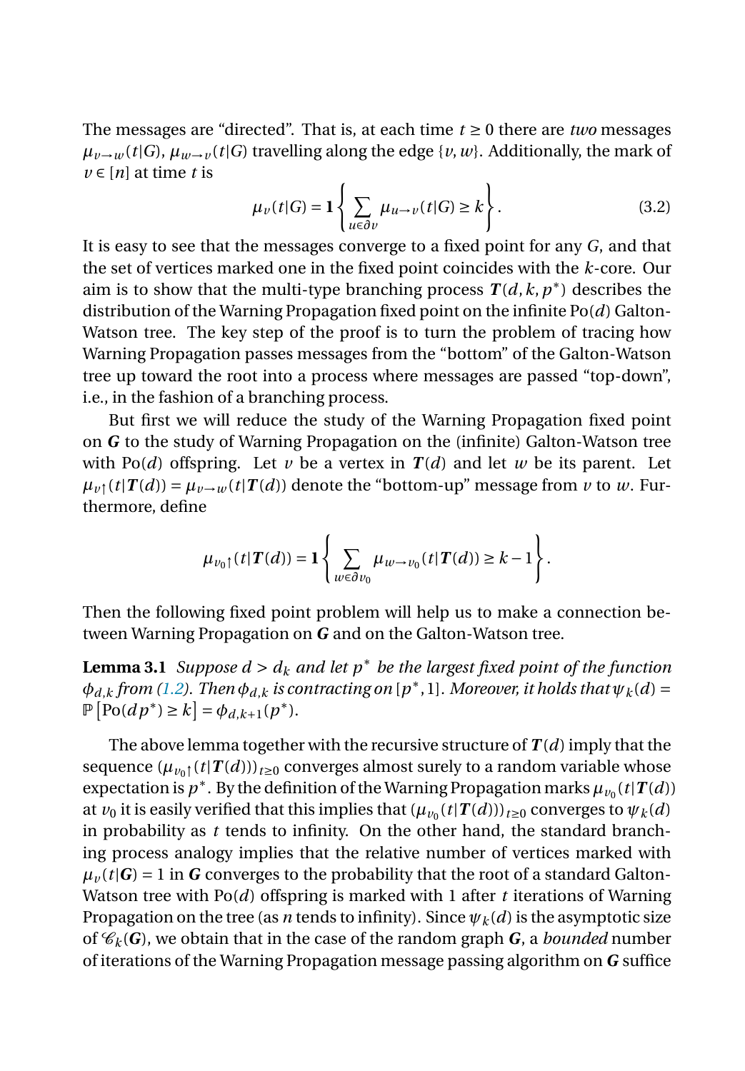The messages are "directed". That is, at each time $t \ge 0$ there are *two* messages $\mu_{v\to w}(t|G)$, $\mu_{w\to v}(t|G)$ travelling along the edge $\{v, w\}$. Additionally, the mark of $v \in [n]$ at time $t$ is

$$\mu_v(t|G) = \mathbf{1}\left\{\sum_{u\in\partial v} \mu_{u\to v}(t|G) \ge k\right\}. \tag{3.2}$$

It is easy to see that the messages converge to a fixed point for any $G$, and that the set of vertices marked one in the fixed point coincides with the $k$-core. Our aim is to show that the multi-type branching process $\boldsymbol{T}(d,k,p^*)$ describes the distribution of the Warning Propagation fixed point on the infinite Po$(d)$ Galton-Watson tree. The key step of the proof is to turn the problem of tracing how Warning Propagation passes messages from the "bottom" of the Galton-Watson tree up toward the root into a process where messages are passed "top-down", i.e., in the fashion of a branching process.

But first we will reduce the study of the Warning Propagation fixed point on $\boldsymbol{G}$ to the study of Warning Propagation on the (infinite) Galton-Watson tree with Po$(d)$ offspring. Let $v$ be a vertex in $\boldsymbol{T}(d)$ and let $w$ be its parent. Let $\mu_{v\uparrow}(t|\boldsymbol{T}(d)) = \mu_{v\to w}(t|\boldsymbol{T}(d))$ denote the "bottom-up" message from $v$ to $w$. Furthermore, define

$$\mu_{v_0\uparrow}(t|\boldsymbol{T}(d)) = \mathbf{1}\left\{\sum_{w\in\partial v_0} \mu_{w\to v_0}(t|\boldsymbol{T}(d)) \ge k-1\right\}.$$

Then the following fixed point problem will help us to make a connection between Warning Propagation on $\boldsymbol{G}$ and on the Galton-Watson tree.

**Lemma 3.1** *Suppose $d > d_k$ and let $p^*$ be the largest fixed point of the function $\phi_{d,k}$ from (1.2). Then $\phi_{d,k}$ is contracting on $[p^*, 1]$. Moreover, it holds that $\psi_k(d) = \mathbb{P}\left[\mathrm{Po}(dp^*) \ge k\right] = \phi_{d,k+1}(p^*)$.*

The above lemma together with the recursive structure of $\boldsymbol{T}(d)$ imply that the sequence $(\mu_{v_0\uparrow}(t|\boldsymbol{T}(d)))_{t\ge0}$ converges almost surely to a random variable whose expectation is $p^*$. By the definition of the Warning Propagation marks $\mu_{v_0}(t|\boldsymbol{T}(d))$ at $v_0$ it is easily verified that this implies that $(\mu_{v_0}(t|\boldsymbol{T}(d)))_{t\ge0}$ converges to $\psi_k(d)$ in probability as $t$ tends to infinity. On the other hand, the standard branching process analogy implies that the relative number of vertices marked with $\mu_v(t|\boldsymbol{G}) = 1$ in $\boldsymbol{G}$ converges to the probability that the root of a standard Galton-Watson tree with Po$(d)$ offspring is marked with 1 after $t$ iterations of Warning Propagation on the tree (as $n$ tends to infinity). Since $\psi_k(d)$ is the asymptotic size of $\mathscr{C}_k(\boldsymbol{G})$, we obtain that in the case of the random graph $\boldsymbol{G}$, a *bounded* number of iterations of the Warning Propagation message passing algorithm on $\boldsymbol{G}$ suffice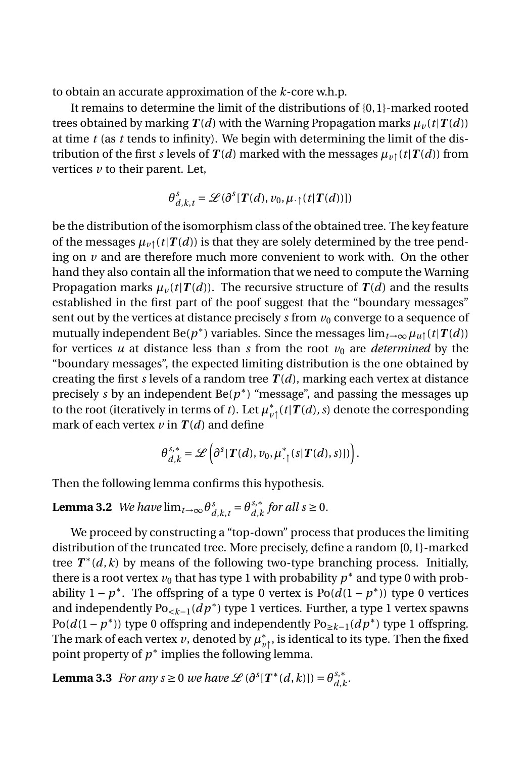to obtain an accurate approximation of the $k$-core w.h.p.

It remains to determine the limit of the distributions of $\{0,1\}$-marked rooted trees obtained by marking $\boldsymbol{T}(d)$ with the Warning Propagation marks $\mu_v(t|\boldsymbol{T}(d))$ at time $t$ (as $t$ tends to infinity). We begin with determining the limit of the distribution of the first $s$ levels of $\boldsymbol{T}(d)$ marked with the messages $\mu_{v\uparrow}(t|\boldsymbol{T}(d))$ from vertices $v$ to their parent. Let,

$$\theta^{s}_{d,k,t} = \mathscr{L}(\partial^s[\boldsymbol{T}(d), v_0, \mu_{\cdot\uparrow}(t|\boldsymbol{T}(d))])$$

be the distribution of the isomorphism class of the obtained tree. The key feature of the messages $\mu_{v\uparrow}(t|\boldsymbol{T}(d))$ is that they are solely determined by the tree pending on $v$ and are therefore much more convenient to work with. On the other hand they also contain all the information that we need to compute the Warning Propagation marks $\mu_v(t|\boldsymbol{T}(d))$. The recursive structure of $\boldsymbol{T}(d)$ and the results established in the first part of the poof suggest that the "boundary messages" sent out by the vertices at distance precisely $s$ from $v_0$ converge to a sequence of mutually independent $\mathrm{Be}(p^*)$ variables. Since the messages $\lim_{t\to\infty}\mu_{u\uparrow}(t|\boldsymbol{T}(d))$ for vertices $u$ at distance less than $s$ from the root $v_0$ are *determined* by the "boundary messages", the expected limiting distribution is the one obtained by creating the first $s$ levels of a random tree $\boldsymbol{T}(d)$, marking each vertex at distance precisely $s$ by an independent $\mathrm{Be}(p^*)$ "message", and passing the messages up to the root (iteratively in terms of $t$). Let $\mu^*_{v\uparrow}(t|\boldsymbol{T}(d), s)$ denote the corresponding mark of each vertex $v$ in $\boldsymbol{T}(d)$ and define

$$\theta^{s,*}_{d,k} = \mathscr{L}\left(\partial^s[\boldsymbol{T}(d), v_0, \mu^*_{\cdot\uparrow}(s|\boldsymbol{T}(d), s)]\right).$$

Then the following lemma confirms this hypothesis.

**Lemma 3.2** *We have* $\lim_{t\to\infty}\theta^{s}_{d,k,t} = \theta^{s,*}_{d,k}$ *for all* $s \geq 0$.

We proceed by constructing a "top-down" process that produces the limiting distribution of the truncated tree. More precisely, define a random $\{0,1\}$-marked tree $\boldsymbol{T}^*(d,k)$ by means of the following two-type branching process. Initially, there is a root vertex $v_0$ that has type 1 with probability $p^*$ and type 0 with probability $1-p^*$. The offspring of a type 0 vertex is $\mathrm{Po}(d(1-p^*))$ type 0 vertices and independently $\mathrm{Po}_{<k-1}(dp^*)$ type 1 vertices. Further, a type 1 vertex spawns $\mathrm{Po}(d(1-p^*))$ type 0 offspring and independently $\mathrm{Po}_{\geq k-1}(dp^*)$ type 1 offspring. The mark of each vertex $v$, denoted by $\mu^*_{v\uparrow}$, is identical to its type. Then the fixed point property of $p^*$ implies the following lemma.

**Lemma 3.3** *For any* $s \geq 0$ *we have* $\mathscr{L}(\partial^s[\boldsymbol{T}^*(d,k)]) = \theta^{s,*}_{d,k}$.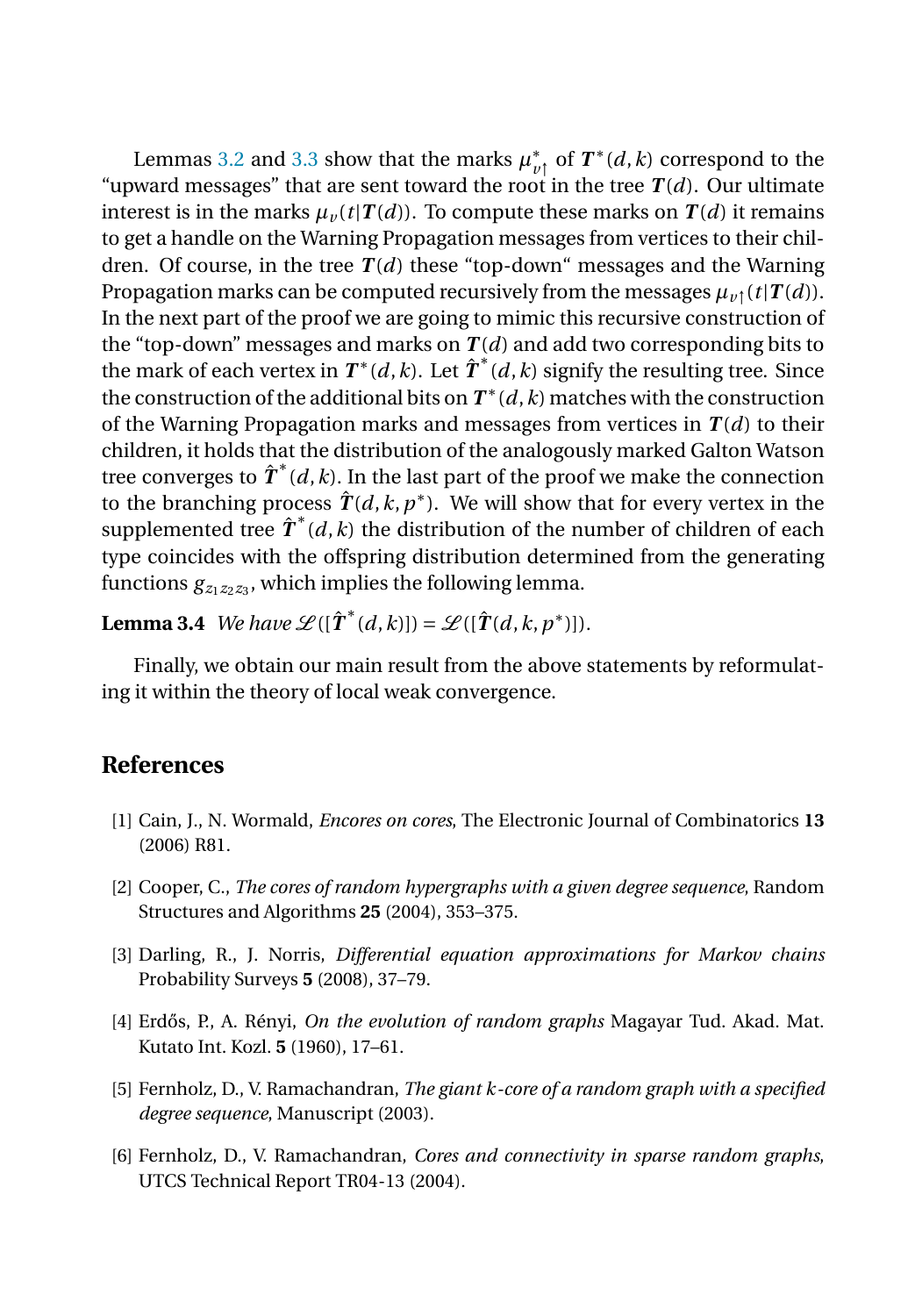Lemmas 3.2 and 3.3 show that the marks $\mu^*_{v\uparrow}$ of $\boldsymbol{T}^*(d,k)$ correspond to the "upward messages" that are sent toward the root in the tree $\boldsymbol{T}(d)$. Our ultimate interest is in the marks $\mu_v(t|\boldsymbol{T}(d))$. To compute these marks on $\boldsymbol{T}(d)$ it remains to get a handle on the Warning Propagation messages from vertices to their children. Of course, in the tree $\boldsymbol{T}(d)$ these "top-down" messages and the Warning Propagation marks can be computed recursively from the messages $\mu_{v\uparrow}(t|\boldsymbol{T}(d))$. In the next part of the proof we are going to mimic this recursive construction of the "top-down" messages and marks on $\boldsymbol{T}(d)$ and add two corresponding bits to the mark of each vertex in $\boldsymbol{T}^*(d,k)$. Let $\hat{\boldsymbol{T}}^*(d,k)$ signify the resulting tree. Since the construction of the additional bits on $\boldsymbol{T}^*(d,k)$ matches with the construction of the Warning Propagation marks and messages from vertices in $\boldsymbol{T}(d)$ to their children, it holds that the distribution of the analogously marked Galton Watson tree converges to $\hat{\boldsymbol{T}}^*(d,k)$. In the last part of the proof we make the connection to the branching process $\hat{\boldsymbol{T}}(d,k,p^*)$. We will show that for every vertex in the supplemented tree $\hat{\boldsymbol{T}}^*(d,k)$ the distribution of the number of children of each type coincides with the offspring distribution determined from the generating functions $g_{z_1z_2z_3}$, which implies the following lemma.

**Lemma 3.4** *We have* $\mathscr{L}([\hat{\boldsymbol{T}}^*(d,k)]) = \mathscr{L}([\hat{\boldsymbol{T}}(d,k,p^*)])$.

Finally, we obtain our main result from the above statements by reformulating it within the theory of local weak convergence.

## References

[1] Cain, J., N. Wormald, *Encores on cores*, The Electronic Journal of Combinatorics **13** (2006) R81.

[2] Cooper, C., *The cores of random hypergraphs with a given degree sequence*, Random Structures and Algorithms **25** (2004), 353–375.

[3] Darling, R., J. Norris, *Differential equation approximations for Markov chains* Probability Surveys **5** (2008), 37–79.

[4] Erdős, P., A. Rényi, *On the evolution of random graphs* Magayar Tud. Akad. Mat. Kutato Int. Kozl. **5** (1960), 17–61.

[5] Fernholz, D., V. Ramachandran, *The giant k-core of a random graph with a specified degree sequence*, Manuscript (2003).

[6] Fernholz, D., V. Ramachandran, *Cores and connectivity in sparse random graphs*, UTCS Technical Report TR04-13 (2004).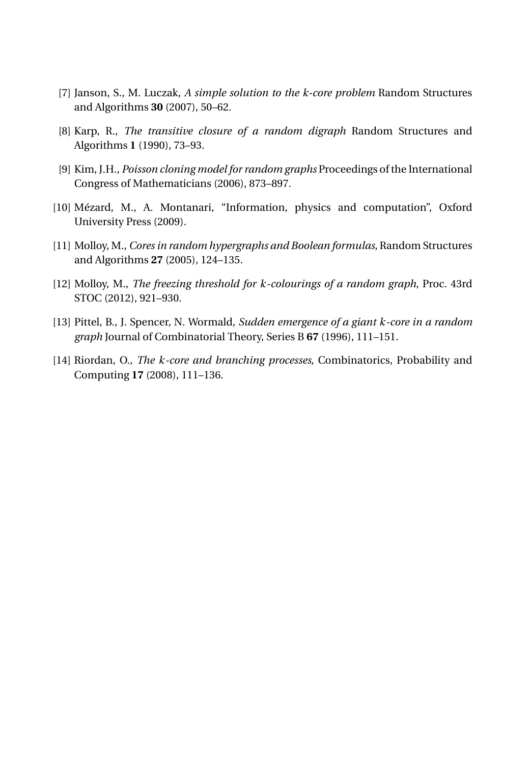[7] Janson, S., M. Luczak, *A simple solution to the k-core problem* Random Structures and Algorithms **30** (2007), 50–62.

[8] Karp, R., *The transitive closure of a random digraph* Random Structures and Algorithms **1** (1990), 73–93.

[9] Kim, J.H., *Poisson cloning model for random graphs* Proceedings of the International Congress of Mathematicians (2006), 873–897.

[10] Mézard, M., A. Montanari, "Information, physics and computation", Oxford University Press (2009).

[11] Molloy, M., *Cores in random hypergraphs and Boolean formulas,* Random Structures and Algorithms **27** (2005), 124–135.

[12] Molloy, M., *The freezing threshold for $k$-colourings of a random graph*, Proc. 43rd STOC (2012), 921–930.

[13] Pittel, B., J. Spencer, N. Wormald, *Sudden emergence of a giant $k$-core in a random graph* Journal of Combinatorial Theory, Series B **67** (1996), 111–151.

[14] Riordan, O., *The $k$-core and branching processes*, Combinatorics, Probability and Computing **17** (2008), 111–136.